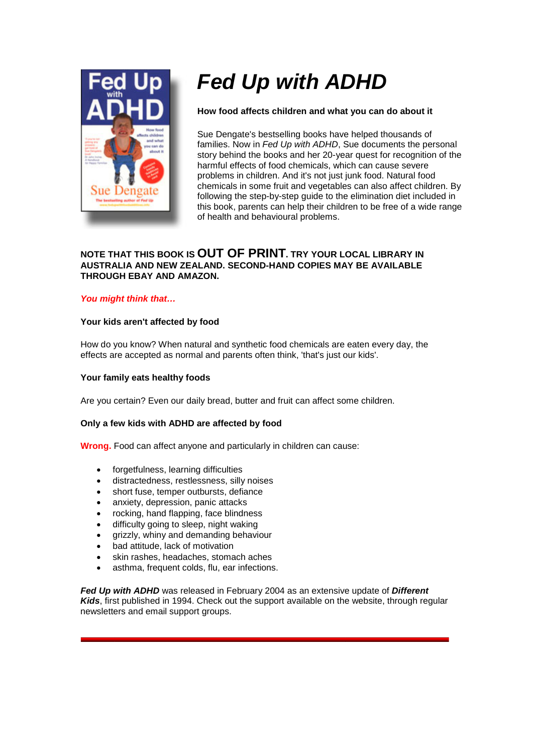# *Fed Up with ADHD*

**How food affects children and what you can do about it**

Sue Dengate's bestselling books have helped thousands of families. Now in *Fed Up with ADHD*, Sue documents the personal story behind the books and her 20-year quest for recognition of the harmful effects of food chemicals, which can cause severe problems in children. And it's not just junk food. Natural food chemicals in some fruit and vegetables can also affect children. By following the step-by-step guide to the elimination diet included in this book, parents can help their children to be free of a wide range of health and behavioural problems.

**NOTE THAT THIS BOOK IS OUT OF PRINT. TRY YOUR LOCAL LIBRARY IN AUSTRALIA AND NEW ZEALAND. SECOND-HAND COPIES MAY BE AVAILABLE THROUGH EBAY AND AMAZON.**

***You might think that…***

**Your kids aren't affected by food**

How do you know? When natural and synthetic food chemicals are eaten every day, the effects are accepted as normal and parents often think, 'that's just our kids'.

**Your family eats healthy foods**

Are you certain? Even our daily bread, butter and fruit can affect some children.

**Only a few kids with ADHD are affected by food**

**Wrong.** Food can affect anyone and particularly in children can cause:

- forgetfulness, learning difficulties
- distractedness, restlessness, silly noises
- short fuse, temper outbursts, defiance
- anxiety, depression, panic attacks
- rocking, hand flapping, face blindness
- difficulty going to sleep, night waking
- grizzly, whiny and demanding behaviour
- bad attitude, lack of motivation
- skin rashes, headaches, stomach aches
- asthma, frequent colds, flu, ear infections.

***Fed Up with ADHD*** was released in February 2004 as an extensive update of ***Different Kids***, first published in 1994. Check out the support available on the website, through regular newsletters and email support groups.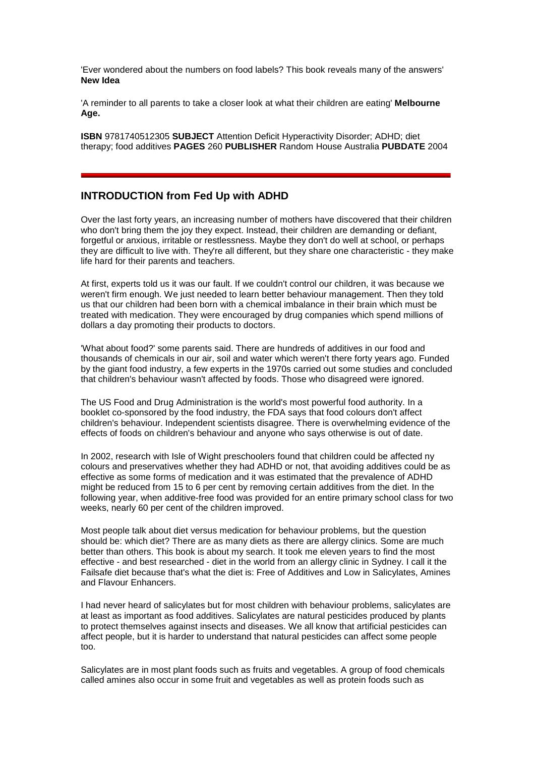'Ever wondered about the numbers on food labels? This book reveals many of the answers' **New Idea**

'A reminder to all parents to take a closer look at what their children are eating' **Melbourne Age.**

**ISBN** 9781740512305 **SUBJECT** Attention Deficit Hyperactivity Disorder; ADHD; diet therapy; food additives **PAGES** 260 **PUBLISHER** Random House Australia **PUBDATE** 2004

---

## INTRODUCTION from Fed Up with ADHD

Over the last forty years, an increasing number of mothers have discovered that their children who don't bring them the joy they expect. Instead, their children are demanding or defiant, forgetful or anxious, irritable or restlessness. Maybe they don't do well at school, or perhaps they are difficult to live with. They're all different, but they share one characteristic - they make life hard for their parents and teachers.

At first, experts told us it was our fault. If we couldn't control our children, it was because we weren't firm enough. We just needed to learn better behaviour management. Then they told us that our children had been born with a chemical imbalance in their brain which must be treated with medication. They were encouraged by drug companies which spend millions of dollars a day promoting their products to doctors.

'What about food?' some parents said. There are hundreds of additives in our food and thousands of chemicals in our air, soil and water which weren't there forty years ago. Funded by the giant food industry, a few experts in the 1970s carried out some studies and concluded that children's behaviour wasn't affected by foods. Those who disagreed were ignored.

The US Food and Drug Administration is the world's most powerful food authority. In a booklet co-sponsored by the food industry, the FDA says that food colours don't affect children's behaviour. Independent scientists disagree. There is overwhelming evidence of the effects of foods on children's behaviour and anyone who says otherwise is out of date.

In 2002, research with Isle of Wight preschoolers found that children could be affected ny colours and preservatives whether they had ADHD or not, that avoiding additives could be as effective as some forms of medication and it was estimated that the prevalence of ADHD might be reduced from 15 to 6 per cent by removing certain additives from the diet. In the following year, when additive-free food was provided for an entire primary school class for two weeks, nearly 60 per cent of the children improved.

Most people talk about diet versus medication for behaviour problems, but the question should be: which diet? There are as many diets as there are allergy clinics. Some are much better than others. This book is about my search. It took me eleven years to find the most effective - and best researched - diet in the world from an allergy clinic in Sydney. I call it the Failsafe diet because that's what the diet is: Free of Additives and Low in Salicylates, Amines and Flavour Enhancers.

I had never heard of salicylates but for most children with behaviour problems, salicylates are at least as important as food additives. Salicylates are natural pesticides produced by plants to protect themselves against insects and diseases. We all know that artificial pesticides can affect people, but it is harder to understand that natural pesticides can affect some people too.

Salicylates are in most plant foods such as fruits and vegetables. A group of food chemicals called amines also occur in some fruit and vegetables as well as protein foods such as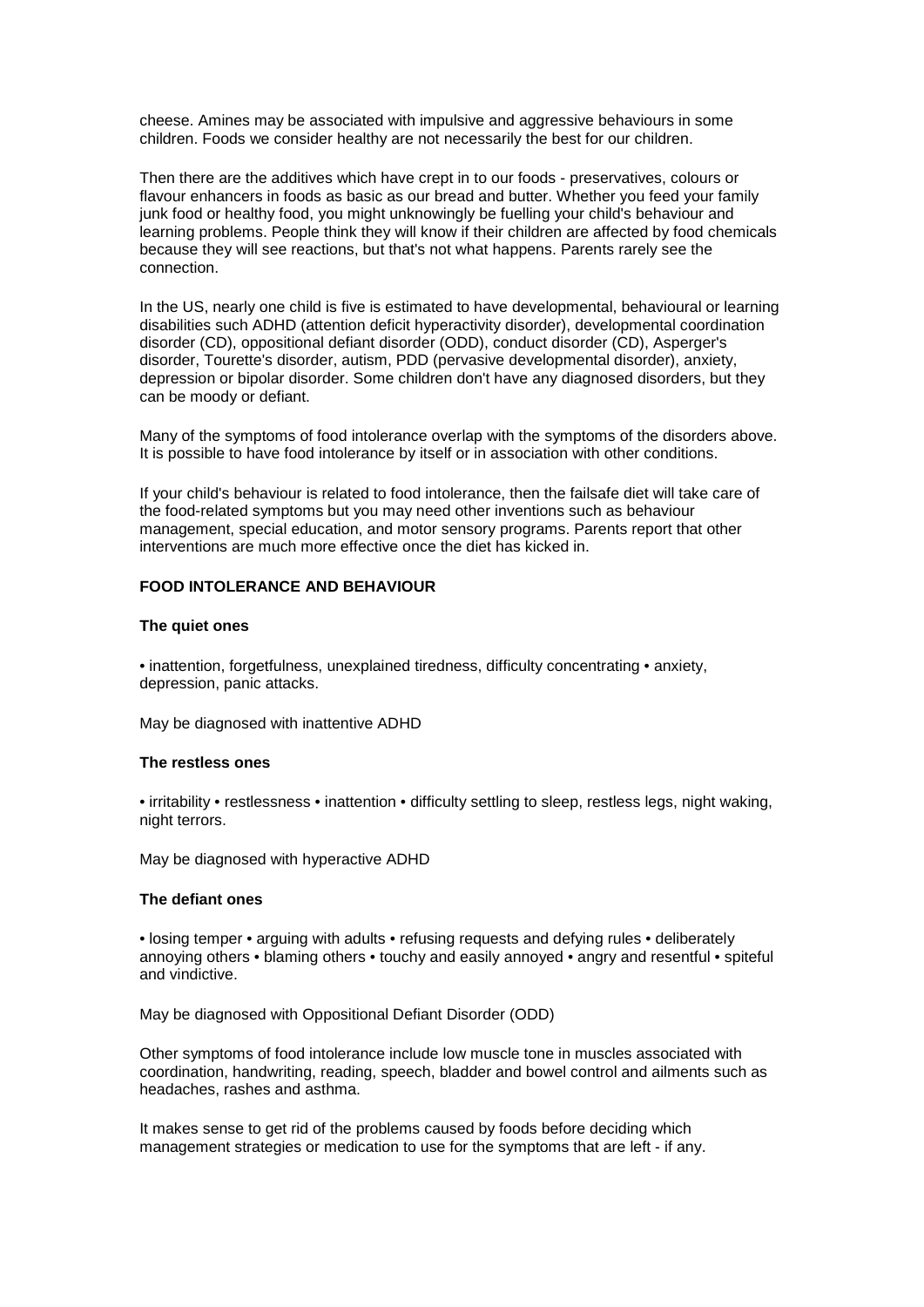cheese. Amines may be associated with impulsive and aggressive behaviours in some children. Foods we consider healthy are not necessarily the best for our children.

Then there are the additives which have crept in to our foods - preservatives, colours or flavour enhancers in foods as basic as our bread and butter. Whether you feed your family junk food or healthy food, you might unknowingly be fuelling your child's behaviour and learning problems. People think they will know if their children are affected by food chemicals because they will see reactions, but that's not what happens. Parents rarely see the connection.

In the US, nearly one child is five is estimated to have developmental, behavioural or learning disabilities such ADHD (attention deficit hyperactivity disorder), developmental coordination disorder (CD), oppositional defiant disorder (ODD), conduct disorder (CD), Asperger's disorder, Tourette's disorder, autism, PDD (pervasive developmental disorder), anxiety, depression or bipolar disorder. Some children don't have any diagnosed disorders, but they can be moody or defiant.

Many of the symptoms of food intolerance overlap with the symptoms of the disorders above. It is possible to have food intolerance by itself or in association with other conditions.

If your child's behaviour is related to food intolerance, then the failsafe diet will take care of the food-related symptoms but you may need other inventions such as behaviour management, special education, and motor sensory programs. Parents report that other interventions are much more effective once the diet has kicked in.

**FOOD INTOLERANCE AND BEHAVIOUR**

**The quiet ones**

• inattention, forgetfulness, unexplained tiredness, difficulty concentrating • anxiety, depression, panic attacks.

May be diagnosed with inattentive ADHD

**The restless ones**

• irritability • restlessness • inattention • difficulty settling to sleep, restless legs, night waking, night terrors.

May be diagnosed with hyperactive ADHD

**The defiant ones**

• losing temper • arguing with adults • refusing requests and defying rules • deliberately annoying others • blaming others • touchy and easily annoyed • angry and resentful • spiteful and vindictive.

May be diagnosed with Oppositional Defiant Disorder (ODD)

Other symptoms of food intolerance include low muscle tone in muscles associated with coordination, handwriting, reading, speech, bladder and bowel control and ailments such as headaches, rashes and asthma.

It makes sense to get rid of the problems caused by foods before deciding which management strategies or medication to use for the symptoms that are left - if any.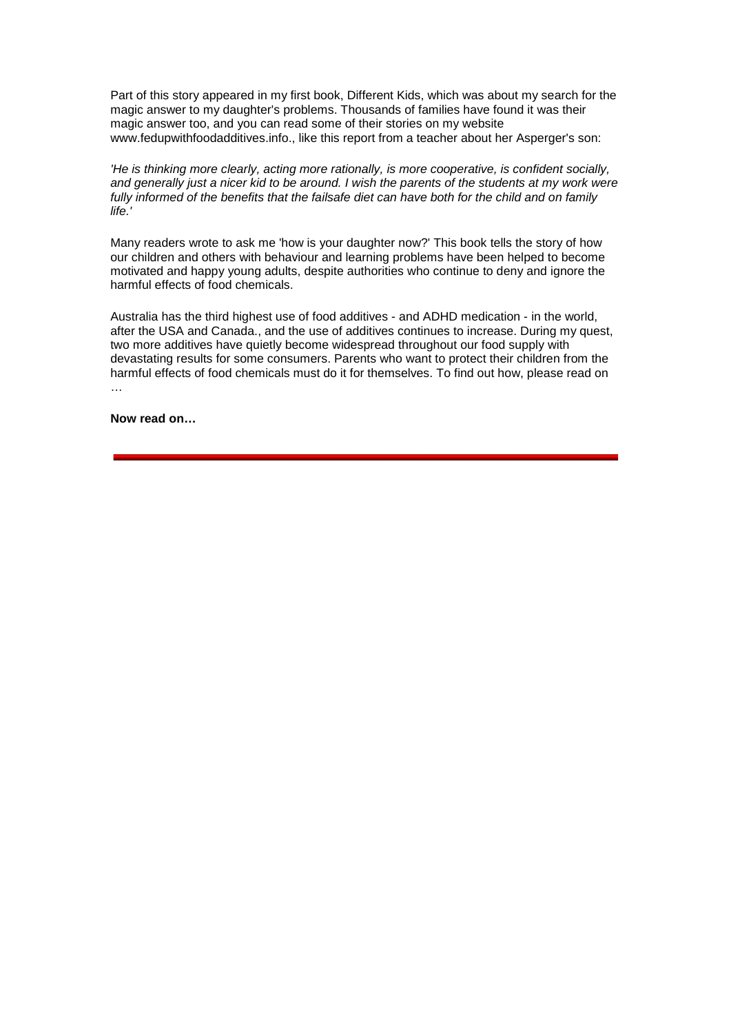Part of this story appeared in my first book, Different Kids, which was about my search for the magic answer to my daughter's problems. Thousands of families have found it was their magic answer too, and you can read some of their stories on my website www.fedupwithfoodadditives.info., like this report from a teacher about her Asperger's son:

*'He is thinking more clearly, acting more rationally, is more cooperative, is confident socially, and generally just a nicer kid to be around. I wish the parents of the students at my work were fully informed of the benefits that the failsafe diet can have both for the child and on family life.'*

Many readers wrote to ask me 'how is your daughter now?' This book tells the story of how our children and others with behaviour and learning problems have been helped to become motivated and happy young adults, despite authorities who continue to deny and ignore the harmful effects of food chemicals.

Australia has the third highest use of food additives - and ADHD medication - in the world, after the USA and Canada., and the use of additives continues to increase. During my quest, two more additives have quietly become widespread throughout our food supply with devastating results for some consumers. Parents who want to protect their children from the harmful effects of food chemicals must do it for themselves. To find out how, please read on …

**Now read on…**